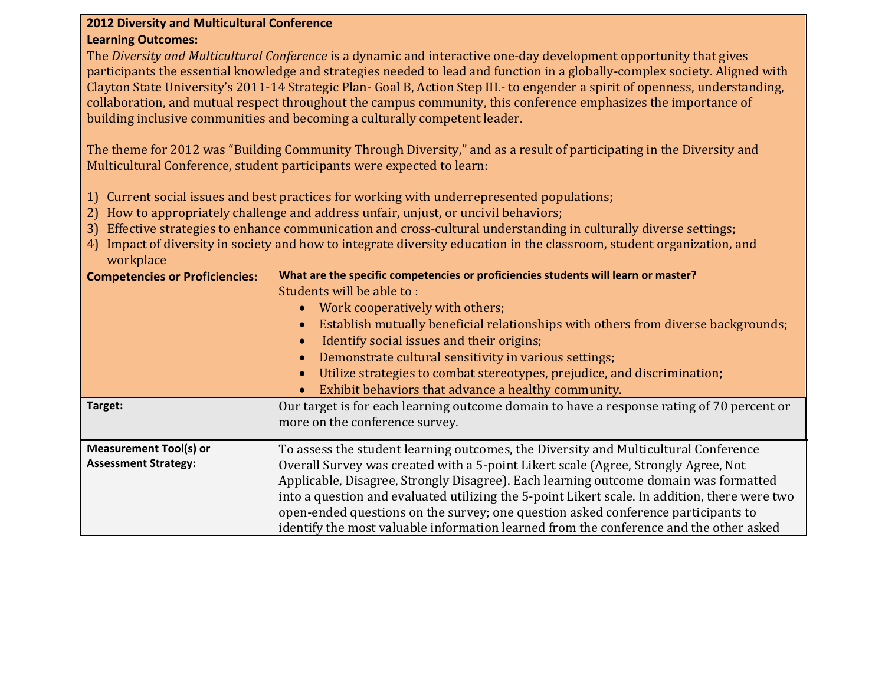**2012 Diversity and Multicultural Conference**

**Learning Outcomes:**

The *Diversity and Multicultural Conference* is a dynamic and interactive one-day development opportunity that gives participants the essential knowledge and strategies needed to lead and function in a globally-complex society. Aligned with Clayton State University's 2011-14 Strategic Plan- Goal B, Action Step III.- to engender a spirit of openness, understanding, collaboration, and mutual respect throughout the campus community, this conference emphasizes the importance of building inclusive communities and becoming a culturally competent leader.

The theme for 2012 was "Building Community Through Diversity," and as a result of participating in the Diversity and Multicultural Conference, student participants were expected to learn:

1) Current social issues and best practices for working with underrepresented populations;
2) How to appropriately challenge and address unfair, unjust, or uncivil behaviors;
3) Effective strategies to enhance communication and cross-cultural understanding in culturally diverse settings;
4) Impact of diversity in society and how to integrate diversity education in the classroom, student organization, and workplace

| | |
|---|---|
| **Competencies or Proficiencies:** | **What are the specific competencies or proficiencies students will learn or master?**<br>Students will be able to :<br>• Work cooperatively with others;<br>• Establish mutually beneficial relationships with others from diverse backgrounds;<br>• Identify social issues and their origins;<br>• Demonstrate cultural sensitivity in various settings;<br>• Utilize strategies to combat stereotypes, prejudice, and discrimination;<br>• Exhibit behaviors that advance a healthy community. |
| **Target:** | Our target is for each learning outcome domain to have a response rating of 70 percent or more on the conference survey. |
| **Measurement Tool(s) or Assessment Strategy:** | To assess the student learning outcomes, the Diversity and Multicultural Conference Overall Survey was created with a 5-point Likert scale (Agree, Strongly Agree, Not Applicable, Disagree, Strongly Disagree). Each learning outcome domain was formatted into a question and evaluated utilizing the 5-point Likert scale. In addition, there were two open-ended questions on the survey; one question asked conference participants to identify the most valuable information learned from the conference and the other asked |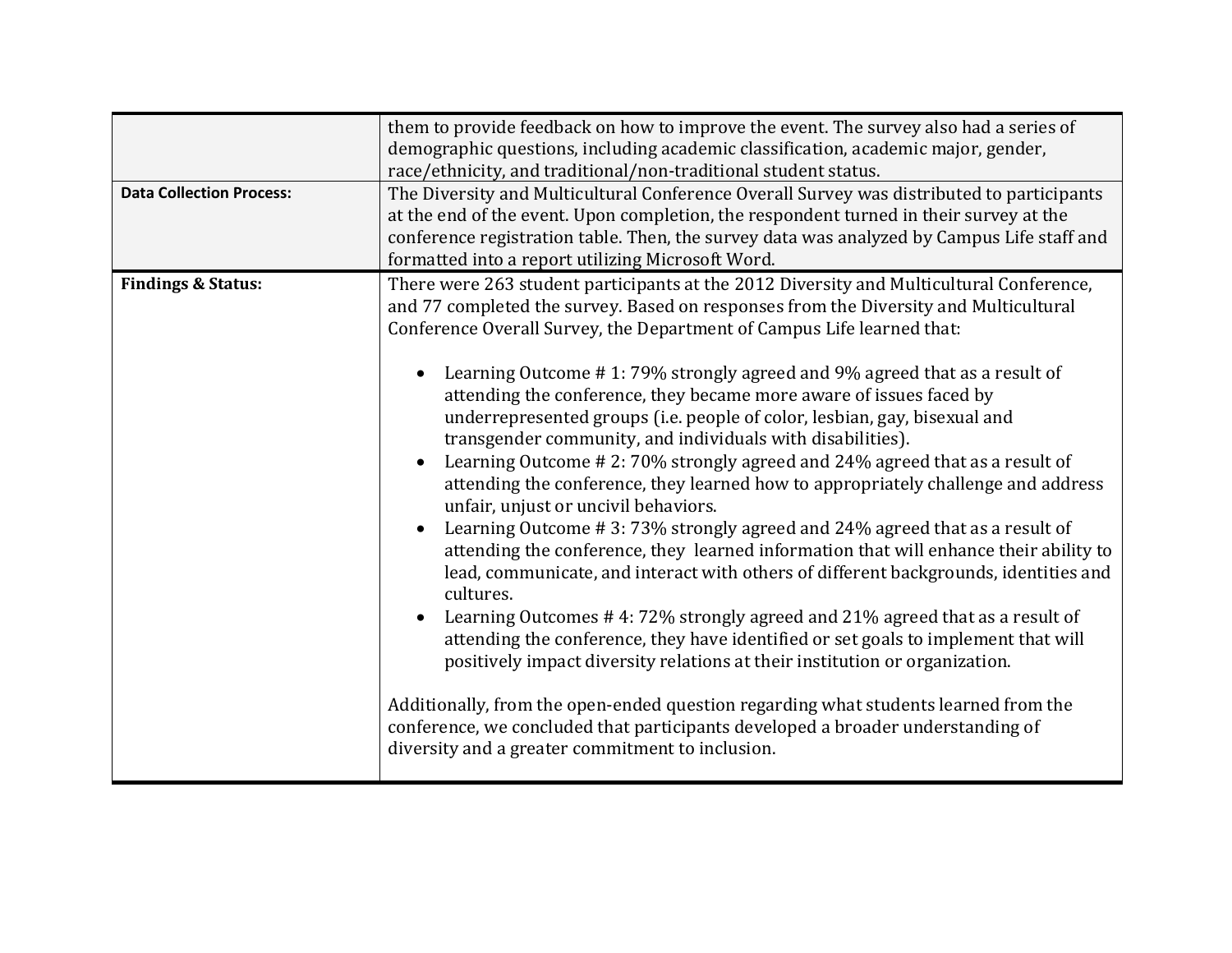| | |
|---|---|
| | them to provide feedback on how to improve the event. The survey also had a series of demographic questions, including academic classification, academic major, gender, race/ethnicity, and traditional/non-traditional student status. |
| **Data Collection Process:** | The Diversity and Multicultural Conference Overall Survey was distributed to participants at the end of the event. Upon completion, the respondent turned in their survey at the conference registration table. Then, the survey data was analyzed by Campus Life staff and formatted into a report utilizing Microsoft Word. |
| **Findings & Status:** | There were 263 student participants at the 2012 Diversity and Multicultural Conference, and 77 completed the survey. Based on responses from the Diversity and Multicultural Conference Overall Survey, the Department of Campus Life learned that:<br><br>• Learning Outcome # 1: 79% strongly agreed and 9% agreed that as a result of attending the conference, they became more aware of issues faced by underrepresented groups (i.e. people of color, lesbian, gay, bisexual and transgender community, and individuals with disabilities).<br>• Learning Outcome # 2: 70% strongly agreed and 24% agreed that as a result of attending the conference, they learned how to appropriately challenge and address unfair, unjust or uncivil behaviors.<br>• Learning Outcome # 3: 73% strongly agreed and 24% agreed that as a result of attending the conference, they learned information that will enhance their ability to lead, communicate, and interact with others of different backgrounds, identities and cultures.<br>• Learning Outcomes # 4: 72% strongly agreed and 21% agreed that as a result of attending the conference, they have identified or set goals to implement that will positively impact diversity relations at their institution or organization.<br><br>Additionally, from the open-ended question regarding what students learned from the conference, we concluded that participants developed a broader understanding of diversity and a greater commitment to inclusion. |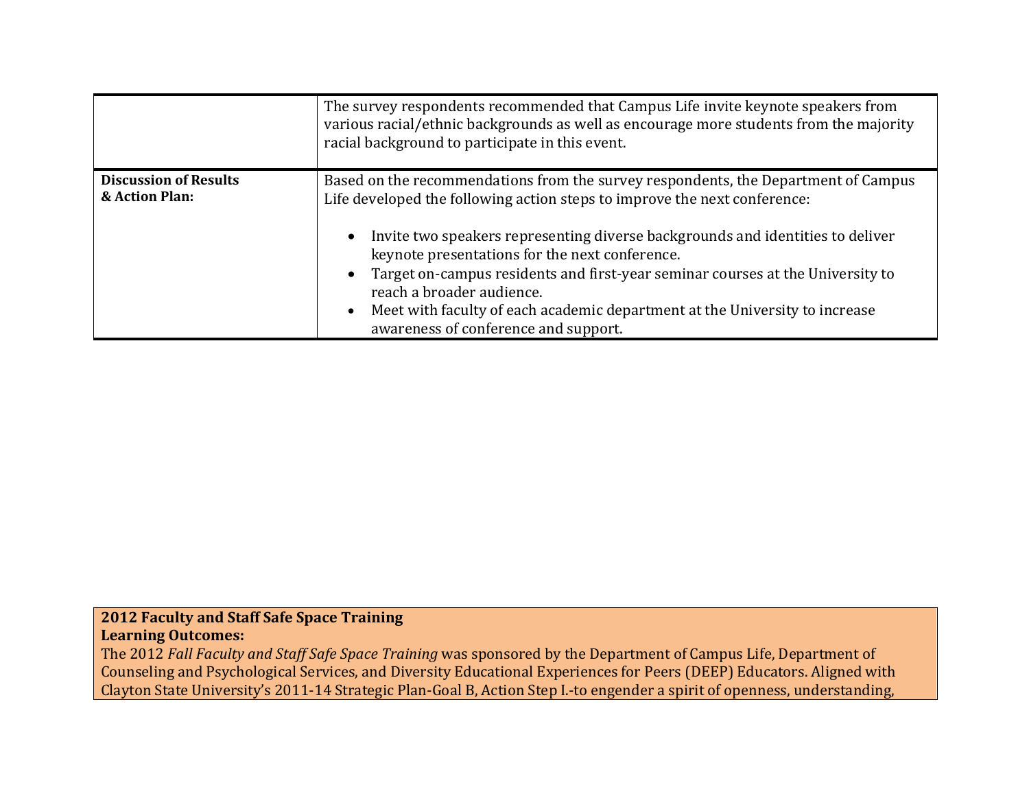| | |
|---|---|
| | The survey respondents recommended that Campus Life invite keynote speakers from various racial/ethnic backgrounds as well as encourage more students from the majority racial background to participate in this event. |
| **Discussion of Results & Action Plan:** | Based on the recommendations from the survey respondents, the Department of Campus Life developed the following action steps to improve the next conference:<br><br>• Invite two speakers representing diverse backgrounds and identities to deliver keynote presentations for the next conference.<br>• Target on-campus residents and first-year seminar courses at the University to reach a broader audience.<br>• Meet with faculty of each academic department at the University to increase awareness of conference and support. |

**2012 Faculty and Staff Safe Space Training**
**Learning Outcomes:**
The 2012 *Fall Faculty and Staff Safe Space Training* was sponsored by the Department of Campus Life, Department of Counseling and Psychological Services, and Diversity Educational Experiences for Peers (DEEP) Educators. Aligned with Clayton State University's 2011-14 Strategic Plan-Goal B, Action Step I.-to engender a spirit of openness, understanding,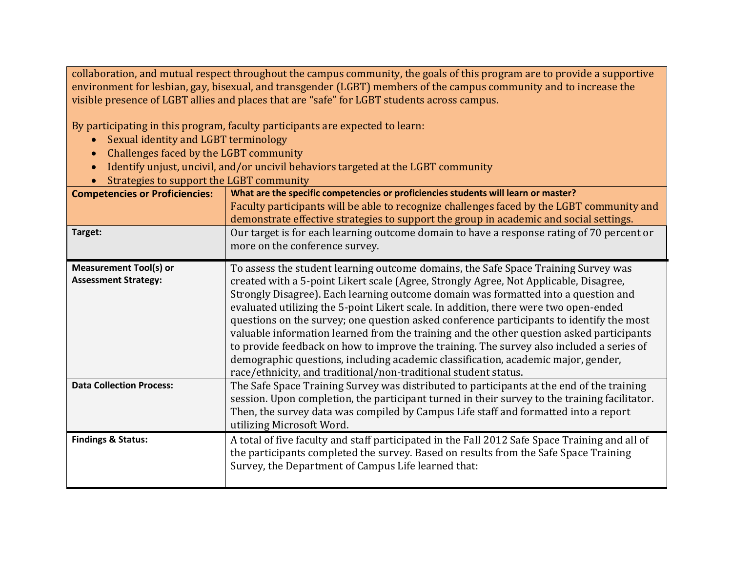collaboration, and mutual respect throughout the campus community, the goals of this program are to provide a supportive environment for lesbian, gay, bisexual, and transgender (LGBT) members of the campus community and to increase the visible presence of LGBT allies and places that are "safe" for LGBT students across campus.

By participating in this program, faculty participants are expected to learn:

- Sexual identity and LGBT terminology
- Challenges faced by the LGBT community
- Identify unjust, uncivil, and/or uncivil behaviors targeted at the LGBT community
- Strategies to support the LGBT community

| | |
|---|---|
| **Competencies or Proficiencies:** | **What are the specific competencies or proficiencies students will learn or master?** Faculty participants will be able to recognize challenges faced by the LGBT community and demonstrate effective strategies to support the group in academic and social settings. |
| **Target:** | Our target is for each learning outcome domain to have a response rating of 70 percent or more on the conference survey. |
| **Measurement Tool(s) or Assessment Strategy:** | To assess the student learning outcome domains, the Safe Space Training Survey was created with a 5-point Likert scale (Agree, Strongly Agree, Not Applicable, Disagree, Strongly Disagree). Each learning outcome domain was formatted into a question and evaluated utilizing the 5-point Likert scale. In addition, there were two open-ended questions on the survey; one question asked conference participants to identify the most valuable information learned from the training and the other question asked participants to provide feedback on how to improve the training. The survey also included a series of demographic questions, including academic classification, academic major, gender, race/ethnicity, and traditional/non-traditional student status. |
| **Data Collection Process:** | The Safe Space Training Survey was distributed to participants at the end of the training session. Upon completion, the participant turned in their survey to the training facilitator. Then, the survey data was compiled by Campus Life staff and formatted into a report utilizing Microsoft Word. |
| **Findings & Status:** | A total of five faculty and staff participated in the Fall 2012 Safe Space Training and all of the participants completed the survey. Based on results from the Safe Space Training Survey, the Department of Campus Life learned that: |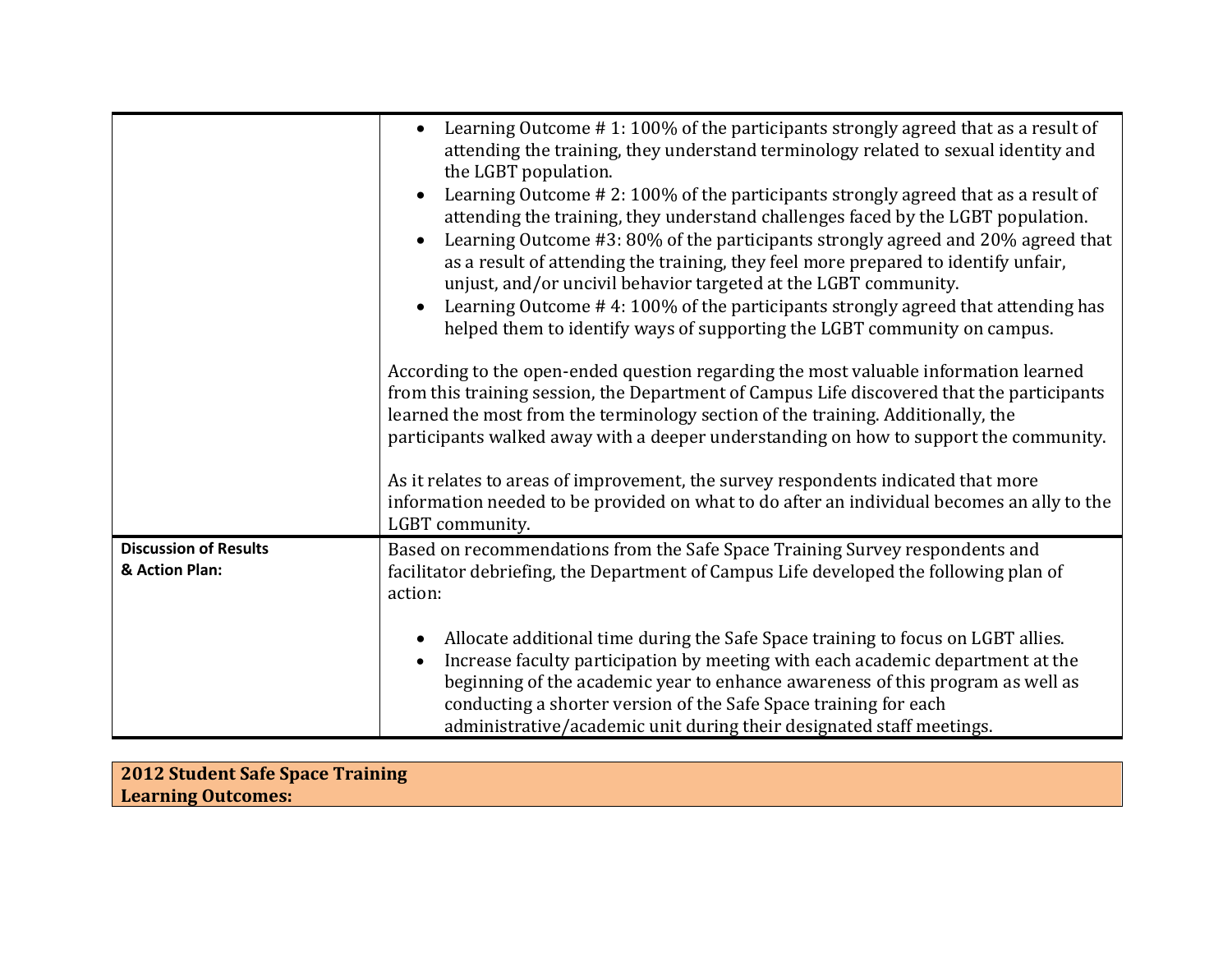| | |
|---|---|
| | • Learning Outcome # 1: 100% of the participants strongly agreed that as a result of attending the training, they understand terminology related to sexual identity and the LGBT population.<br>• Learning Outcome # 2: 100% of the participants strongly agreed that as a result of attending the training, they understand challenges faced by the LGBT population.<br>• Learning Outcome #3: 80% of the participants strongly agreed and 20% agreed that as a result of attending the training, they feel more prepared to identify unfair, unjust, and/or uncivil behavior targeted at the LGBT community.<br>• Learning Outcome # 4: 100% of the participants strongly agreed that attending has helped them to identify ways of supporting the LGBT community on campus.<br><br>According to the open-ended question regarding the most valuable information learned from this training session, the Department of Campus Life discovered that the participants learned the most from the terminology section of the training. Additionally, the participants walked away with a deeper understanding on how to support the community.<br><br>As it relates to areas of improvement, the survey respondents indicated that more information needed to be provided on what to do after an individual becomes an ally to the LGBT community. |
| **Discussion of Results & Action Plan:** | Based on recommendations from the Safe Space Training Survey respondents and facilitator debriefing, the Department of Campus Life developed the following plan of action:<br><br>• Allocate additional time during the Safe Space training to focus on LGBT allies.<br>• Increase faculty participation by meeting with each academic department at the beginning of the academic year to enhance awareness of this program as well as conducting a shorter version of the Safe Space training for each administrative/academic unit during their designated staff meetings. |

**2012 Student Safe Space Training**
**Learning Outcomes:**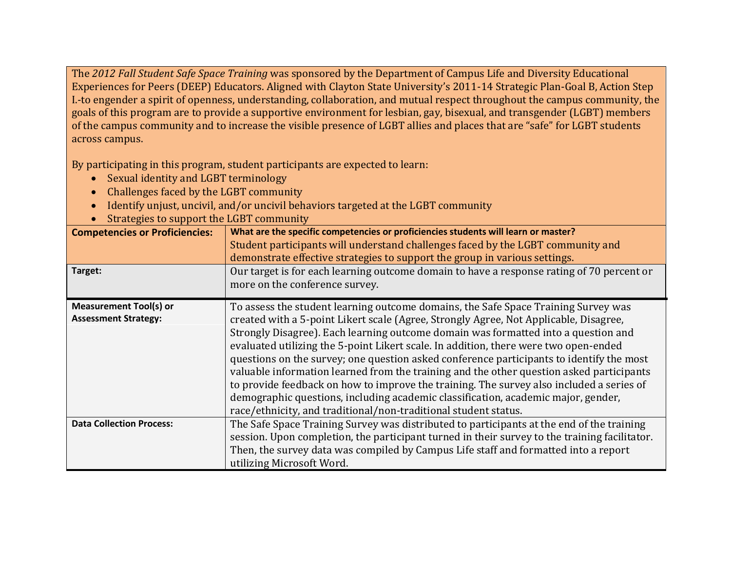The *2012 Fall Student Safe Space Training* was sponsored by the Department of Campus Life and Diversity Educational Experiences for Peers (DEEP) Educators. Aligned with Clayton State University's 2011-14 Strategic Plan-Goal B, Action Step I.-to engender a spirit of openness, understanding, collaboration, and mutual respect throughout the campus community, the goals of this program are to provide a supportive environment for lesbian, gay, bisexual, and transgender (LGBT) members of the campus community and to increase the visible presence of LGBT allies and places that are "safe" for LGBT students across campus.

By participating in this program, student participants are expected to learn:

- Sexual identity and LGBT terminology
- Challenges faced by the LGBT community
- Identify unjust, uncivil, and/or uncivil behaviors targeted at the LGBT community
- Strategies to support the LGBT community

| | |
|---|---|
| **Competencies or Proficiencies:** | **What are the specific competencies or proficiencies students will learn or master?** Student participants will understand challenges faced by the LGBT community and demonstrate effective strategies to support the group in various settings. |
| **Target:** | Our target is for each learning outcome domain to have a response rating of 70 percent or more on the conference survey. |
| **Measurement Tool(s) or Assessment Strategy:** | To assess the student learning outcome domains, the Safe Space Training Survey was created with a 5-point Likert scale (Agree, Strongly Agree, Not Applicable, Disagree, Strongly Disagree). Each learning outcome domain was formatted into a question and evaluated utilizing the 5-point Likert scale. In addition, there were two open-ended questions on the survey; one question asked conference participants to identify the most valuable information learned from the training and the other question asked participants to provide feedback on how to improve the training. The survey also included a series of demographic questions, including academic classification, academic major, gender, race/ethnicity, and traditional/non-traditional student status. |
| **Data Collection Process:** | The Safe Space Training Survey was distributed to participants at the end of the training session. Upon completion, the participant turned in their survey to the training facilitator. Then, the survey data was compiled by Campus Life staff and formatted into a report utilizing Microsoft Word. |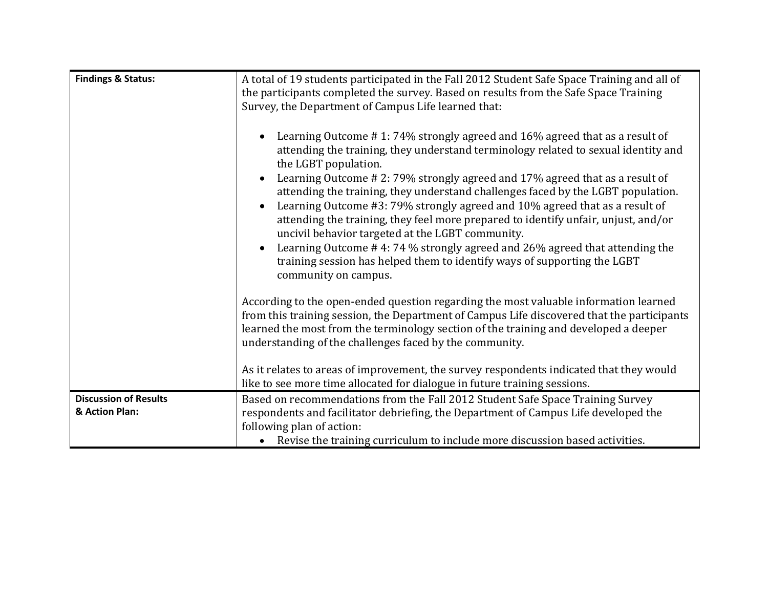| | |
|---|---|
| **Findings & Status:** | A total of 19 students participated in the Fall 2012 Student Safe Space Training and all of the participants completed the survey. Based on results from the Safe Space Training Survey, the Department of Campus Life learned that:<br><br>• Learning Outcome # 1: 74% strongly agreed and 16% agreed that as a result of attending the training, they understand terminology related to sexual identity and the LGBT population.<br>• Learning Outcome # 2: 79% strongly agreed and 17% agreed that as a result of attending the training, they understand challenges faced by the LGBT population.<br>• Learning Outcome #3: 79% strongly agreed and 10% agreed that as a result of attending the training, they feel more prepared to identify unfair, unjust, and/or uncivil behavior targeted at the LGBT community.<br>• Learning Outcome # 4: 74 % strongly agreed and 26% agreed that attending the training session has helped them to identify ways of supporting the LGBT community on campus.<br><br>According to the open-ended question regarding the most valuable information learned from this training session, the Department of Campus Life discovered that the participants learned the most from the terminology section of the training and developed a deeper understanding of the challenges faced by the community.<br><br>As it relates to areas of improvement, the survey respondents indicated that they would like to see more time allocated for dialogue in future training sessions. |
| **Discussion of Results & Action Plan:** | Based on recommendations from the Fall 2012 Student Safe Space Training Survey respondents and facilitator debriefing, the Department of Campus Life developed the following plan of action:<br>• Revise the training curriculum to include more discussion based activities. |